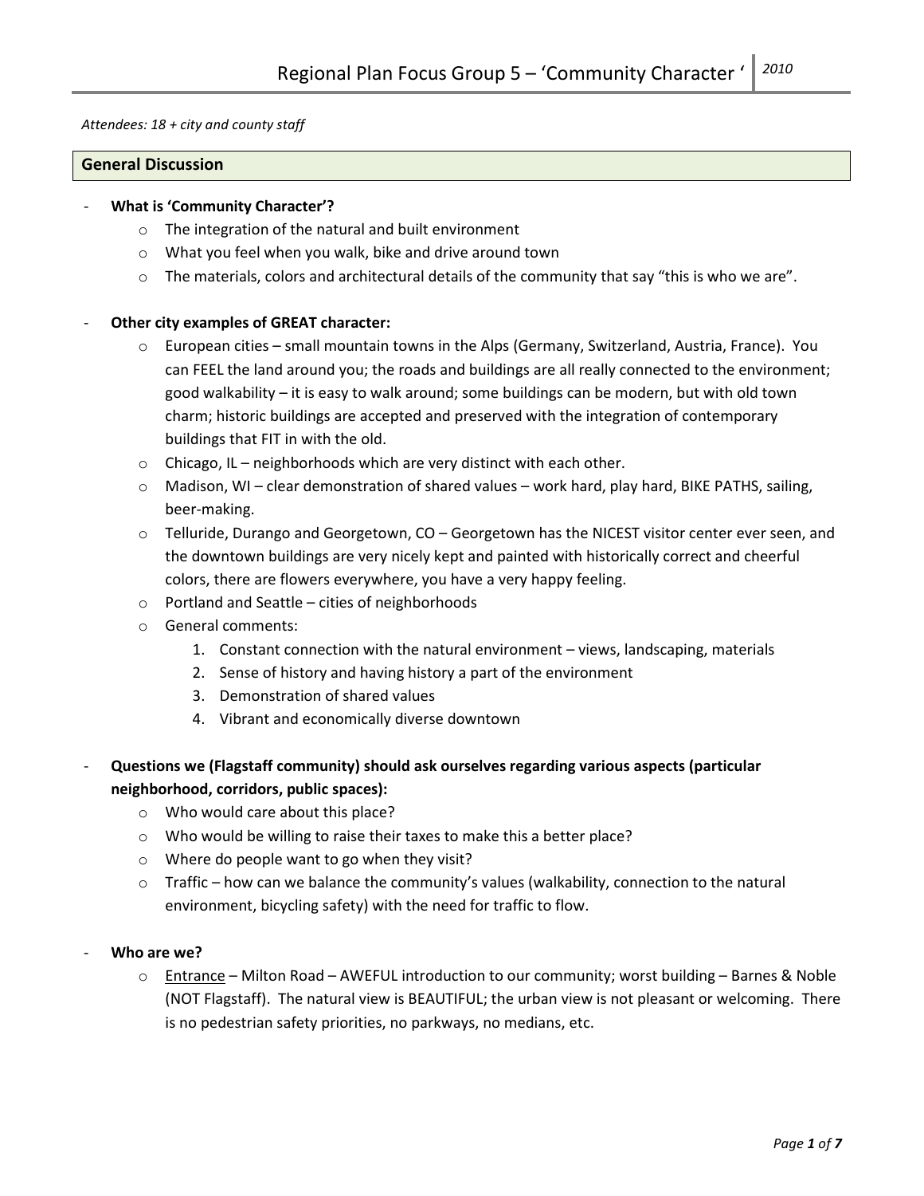# Regional Plan Focus Group 5 – 'Community Character ' 2010

*Attendees: 18 + city and county staff*

## General Discussion

- **What is 'Community Character'?**
  - The integration of the natural and built environment
  - What you feel when you walk, bike and drive around town
  - The materials, colors and architectural details of the community that say "this is who we are".

- **Other city examples of GREAT character:**
  - European cities – small mountain towns in the Alps (Germany, Switzerland, Austria, France). You can FEEL the land around you; the roads and buildings are all really connected to the environment; good walkability – it is easy to walk around; some buildings can be modern, but with old town charm; historic buildings are accepted and preserved with the integration of contemporary buildings that FIT in with the old.
  - Chicago, IL – neighborhoods which are very distinct with each other.
  - Madison, WI – clear demonstration of shared values – work hard, play hard, BIKE PATHS, sailing, beer-making.
  - Telluride, Durango and Georgetown, CO – Georgetown has the NICEST visitor center ever seen, and the downtown buildings are very nicely kept and painted with historically correct and cheerful colors, there are flowers everywhere, you have a very happy feeling.
  - Portland and Seattle – cities of neighborhoods
  - General comments:
    1. Constant connection with the natural environment – views, landscaping, materials
    2. Sense of history and having history a part of the environment
    3. Demonstration of shared values
    4. Vibrant and economically diverse downtown

- **Questions we (Flagstaff community) should ask ourselves regarding various aspects (particular neighborhood, corridors, public spaces):**
  - Who would care about this place?
  - Who would be willing to raise their taxes to make this a better place?
  - Where do people want to go when they visit?
  - Traffic – how can we balance the community's values (walkability, connection to the natural environment, bicycling safety) with the need for traffic to flow.

- **Who are we?**
  - <u>Entrance</u> – Milton Road – AWEFUL introduction to our community; worst building – Barnes & Noble (NOT Flagstaff). The natural view is BEAUTIFUL; the urban view is not pleasant or welcoming. There is no pedestrian safety priorities, no parkways, no medians, etc.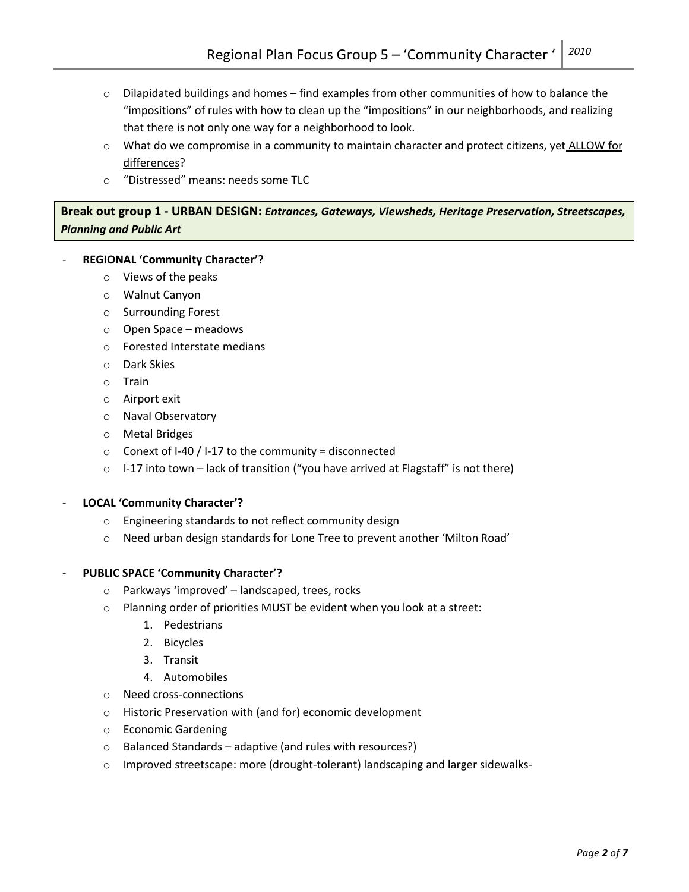- Dilapidated buildings and homes – find examples from other communities of how to balance the "impositions" of rules with how to clean up the "impositions" in our neighborhoods, and realizing that there is not only one way for a neighborhood to look.
- What do we compromise in a community to maintain character and protect citizens, yet ALLOW for differences?
- "Distressed" means: needs some TLC

**Break out group 1 - URBAN DESIGN:** ***Entrances, Gateways, Viewsheds, Heritage Preservation, Streetscapes, Planning and Public Art***

- **REGIONAL 'Community Character'?**
  - Views of the peaks
  - Walnut Canyon
  - Surrounding Forest
  - Open Space – meadows
  - Forested Interstate medians
  - Dark Skies
  - Train
  - Airport exit
  - Naval Observatory
  - Metal Bridges
  - Conext of I-40 / I-17 to the community = disconnected
  - I-17 into town – lack of transition ("you have arrived at Flagstaff" is not there)

- **LOCAL 'Community Character'?**
  - Engineering standards to not reflect community design
  - Need urban design standards for Lone Tree to prevent another 'Milton Road'

- **PUBLIC SPACE 'Community Character'?**
  - Parkways 'improved' – landscaped, trees, rocks
  - Planning order of priorities MUST be evident when you look at a street:
    1. Pedestrians
    2. Bicycles
    3. Transit
    4. Automobiles
  - Need cross-connections
  - Historic Preservation with (and for) economic development
  - Economic Gardening
  - Balanced Standards – adaptive (and rules with resources?)
  - Improved streetscape: more (drought-tolerant) landscaping and larger sidewalks-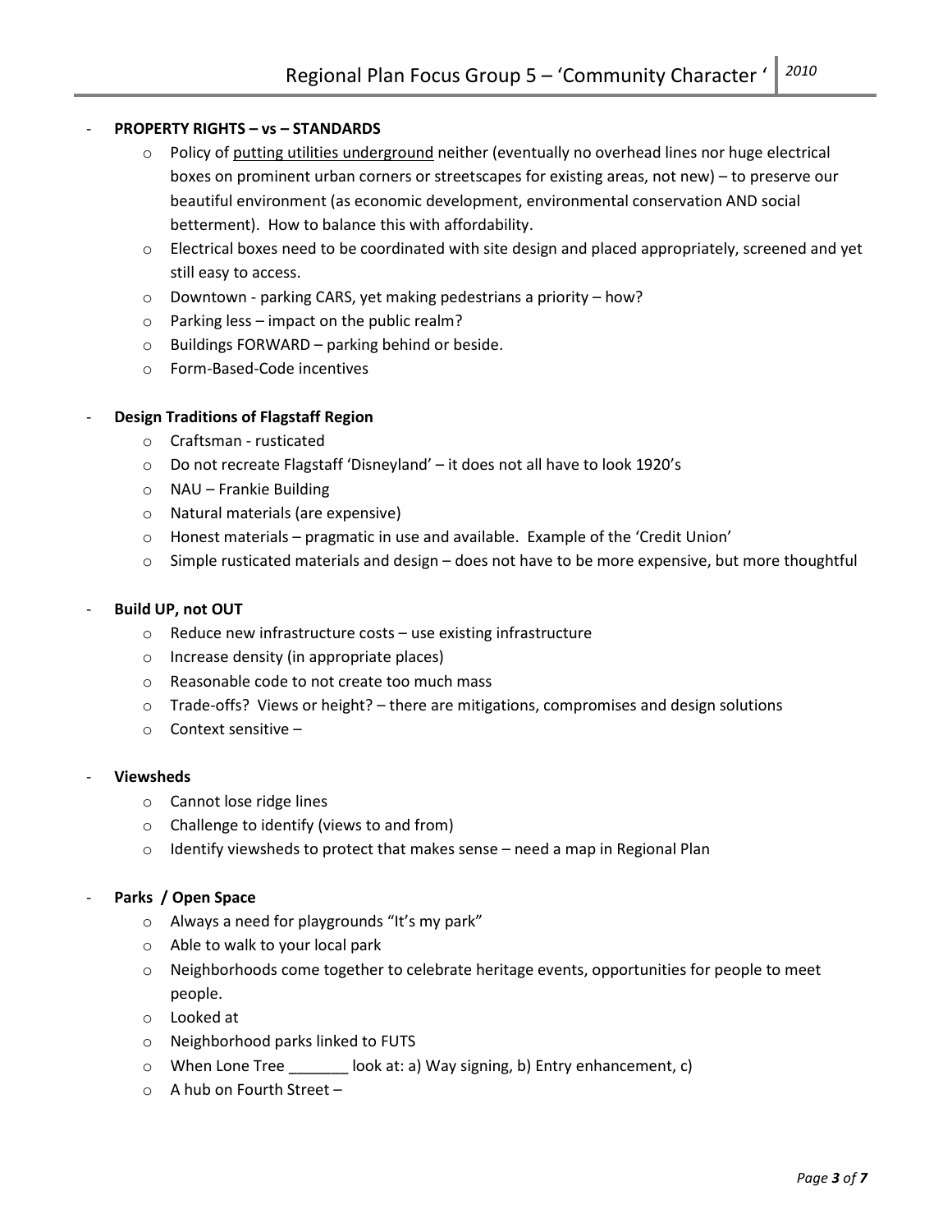- **PROPERTY RIGHTS – vs – STANDARDS**
  - Policy of <u>putting utilities underground</u> neither (eventually no overhead lines nor huge electrical boxes on prominent urban corners or streetscapes for existing areas, not new) – to preserve our beautiful environment (as economic development, environmental conservation AND social betterment). How to balance this with affordability.
  - Electrical boxes need to be coordinated with site design and placed appropriately, screened and yet still easy to access.
  - Downtown - parking CARS, yet making pedestrians a priority – how?
  - Parking less – impact on the public realm?
  - Buildings FORWARD – parking behind or beside.
  - Form-Based-Code incentives

- **Design Traditions of Flagstaff Region**
  - Craftsman - rusticated
  - Do not recreate Flagstaff 'Disneyland' – it does not all have to look 1920's
  - NAU – Frankie Building
  - Natural materials (are expensive)
  - Honest materials – pragmatic in use and available. Example of the 'Credit Union'
  - Simple rusticated materials and design – does not have to be more expensive, but more thoughtful

- **Build UP, not OUT**
  - Reduce new infrastructure costs – use existing infrastructure
  - Increase density (in appropriate places)
  - Reasonable code to not create too much mass
  - Trade-offs? Views or height? – there are mitigations, compromises and design solutions
  - Context sensitive –

- **Viewsheds**
  - Cannot lose ridge lines
  - Challenge to identify (views to and from)
  - Identify viewsheds to protect that makes sense – need a map in Regional Plan

- **Parks / Open Space**
  - Always a need for playgrounds "It's my park"
  - Able to walk to your local park
  - Neighborhoods come together to celebrate heritage events, opportunities for people to meet people.
  - Looked at
  - Neighborhood parks linked to FUTS
  - When Lone Tree _______ look at: a) Way signing, b) Entry enhancement, c)
  - A hub on Fourth Street –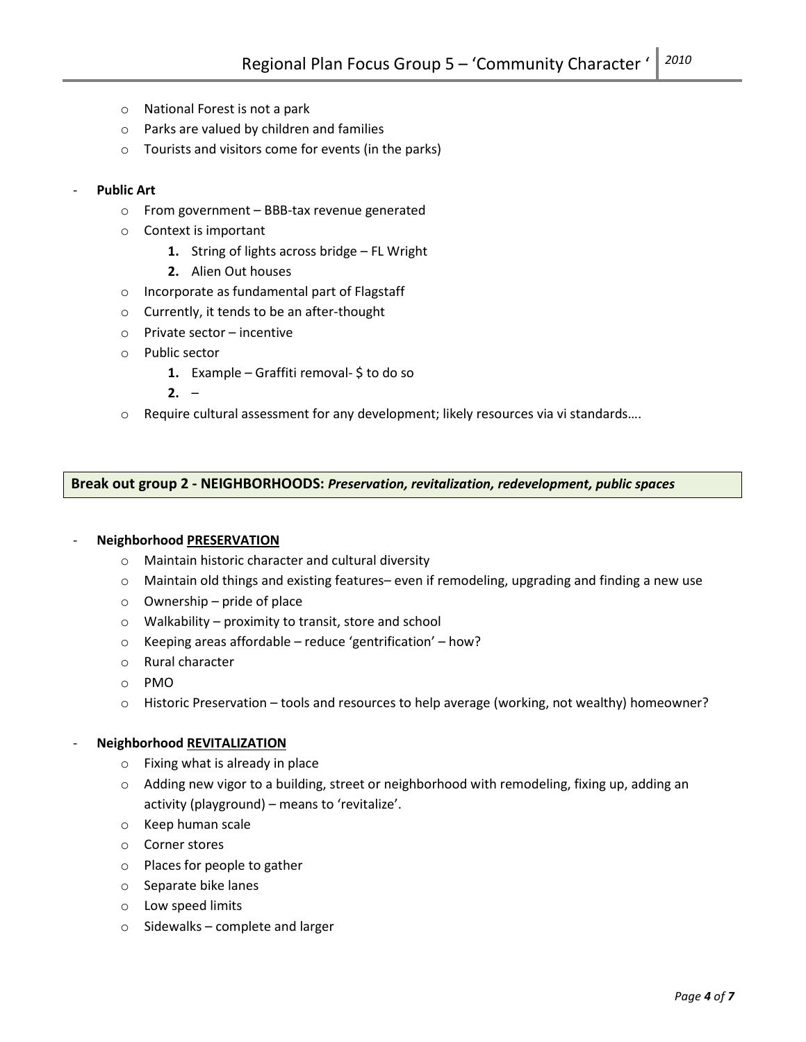- National Forest is not a park
- Parks are valued by children and families
- Tourists and visitors come for events (in the parks)

- **Public Art**
  - From government – BBB-tax revenue generated
  - Context is important
    1. String of lights across bridge – FL Wright
    2. Alien Out houses
  - Incorporate as fundamental part of Flagstaff
  - Currently, it tends to be an after-thought
  - Private sector – incentive
  - Public sector
    1. Example – Graffiti removal- $ to do so
    2. –
  - Require cultural assessment for any development; likely resources via vi standards….

**Break out group 2 - NEIGHBORHOODS:** ***Preservation, revitalization, redevelopment, public spaces***

- **Neighborhood PRESERVATION**
  - Maintain historic character and cultural diversity
  - Maintain old things and existing features– even if remodeling, upgrading and finding a new use
  - Ownership – pride of place
  - Walkability – proximity to transit, store and school
  - Keeping areas affordable – reduce 'gentrification' – how?
  - Rural character
  - PMO
  - Historic Preservation – tools and resources to help average (working, not wealthy) homeowner?

- **Neighborhood REVITALIZATION**
  - Fixing what is already in place
  - Adding new vigor to a building, street or neighborhood with remodeling, fixing up, adding an activity (playground) – means to 'revitalize'.
  - Keep human scale
  - Corner stores
  - Places for people to gather
  - Separate bike lanes
  - Low speed limits
  - Sidewalks – complete and larger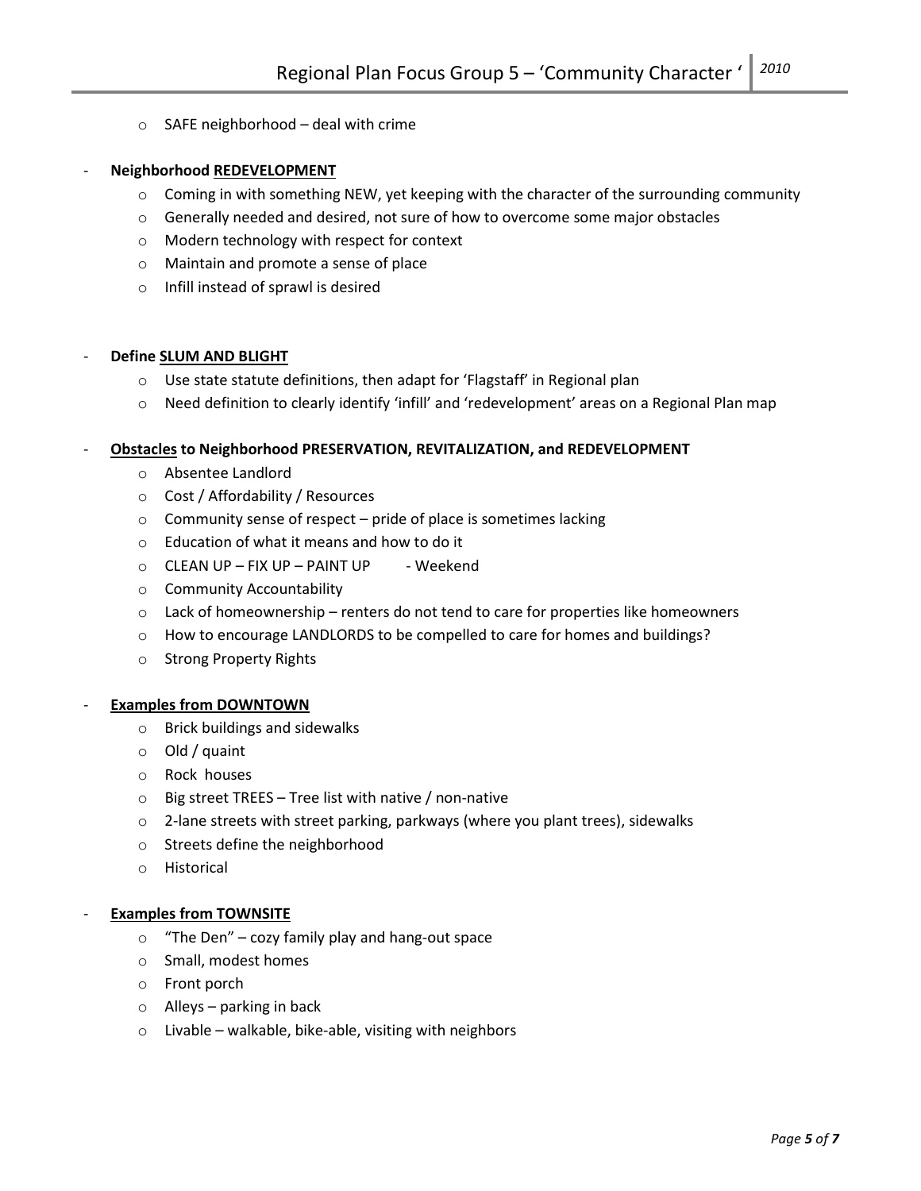- SAFE neighborhood – deal with crime

- **Neighborhood <u>REDEVELOPMENT</u>**
  - Coming in with something NEW, yet keeping with the character of the surrounding community
  - Generally needed and desired, not sure of how to overcome some major obstacles
  - Modern technology with respect for context
  - Maintain and promote a sense of place
  - Infill instead of sprawl is desired

- **Define <u>SLUM AND BLIGHT</u>**
  - Use state statute definitions, then adapt for 'Flagstaff' in Regional plan
  - Need definition to clearly identify 'infill' and 'redevelopment' areas on a Regional Plan map

- **<u>Obstacles</u> to Neighborhood PRESERVATION, REVITALIZATION, and REDEVELOPMENT**
  - Absentee Landlord
  - Cost / Affordability / Resources
  - Community sense of respect – pride of place is sometimes lacking
  - Education of what it means and how to do it
  - CLEAN UP – FIX UP – PAINT UP - Weekend
  - Community Accountability
  - Lack of homeownership – renters do not tend to care for properties like homeowners
  - How to encourage LANDLORDS to be compelled to care for homes and buildings?
  - Strong Property Rights

- **<u>Examples from DOWNTOWN</u>**
  - Brick buildings and sidewalks
  - Old / quaint
  - Rock houses
  - Big street TREES – Tree list with native / non-native
  - 2-lane streets with street parking, parkways (where you plant trees), sidewalks
  - Streets define the neighborhood
  - Historical

- **<u>Examples from TOWNSITE</u>**
  - "The Den" – cozy family play and hang-out space
  - Small, modest homes
  - Front porch
  - Alleys – parking in back
  - Livable – walkable, bike-able, visiting with neighbors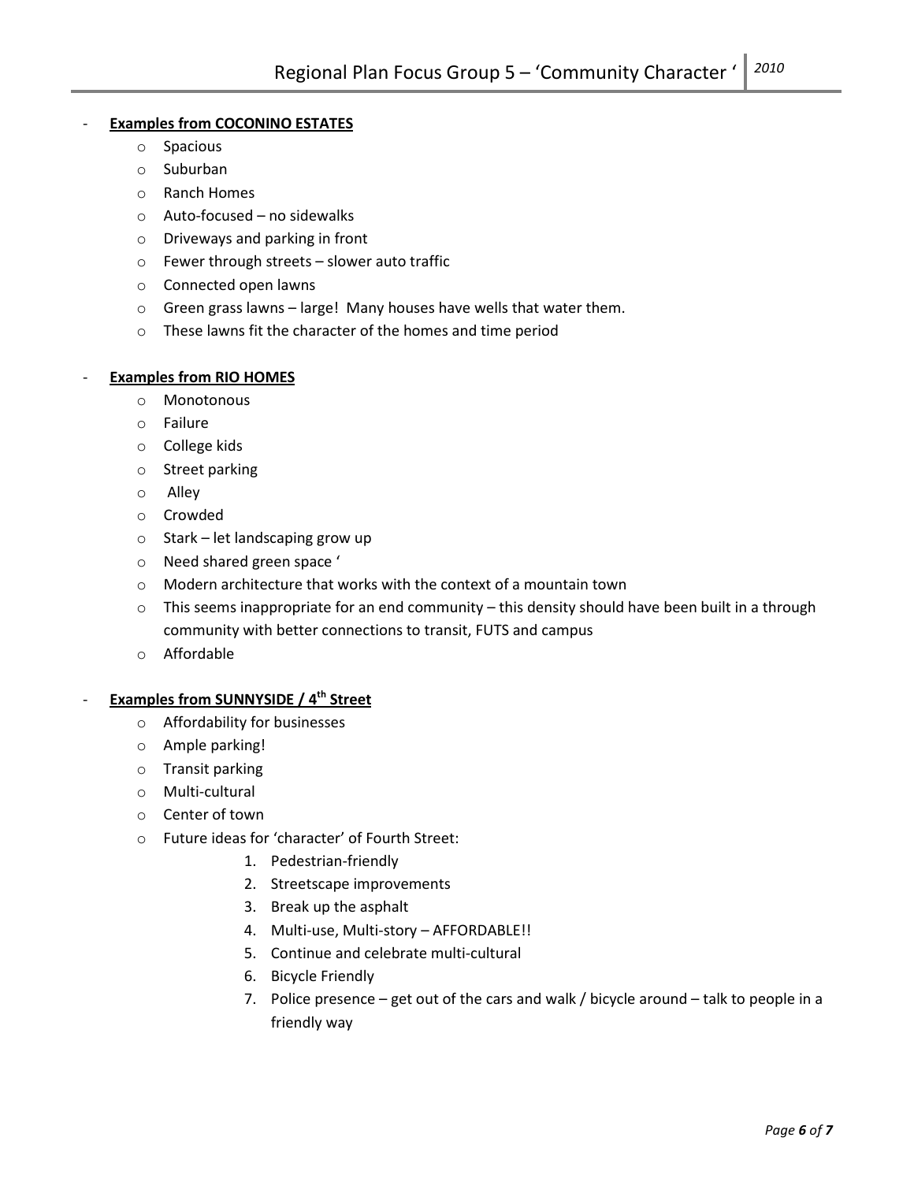- **Examples from COCONINO ESTATES**
    - Spacious
    - Suburban
    - Ranch Homes
    - Auto-focused – no sidewalks
    - Driveways and parking in front
    - Fewer through streets – slower auto traffic
    - Connected open lawns
    - Green grass lawns – large! Many houses have wells that water them.
    - These lawns fit the character of the homes and time period

- **Examples from RIO HOMES**
    - Monotonous
    - Failure
    - College kids
    - Street parking
    - Alley
    - Crowded
    - Stark – let landscaping grow up
    - Need shared green space '
    - Modern architecture that works with the context of a mountain town
    - This seems inappropriate for an end community – this density should have been built in a through community with better connections to transit, FUTS and campus
    - Affordable

- **Examples from SUNNYSIDE / 4th Street**
    - Affordability for businesses
    - Ample parking!
    - Transit parking
    - Multi-cultural
    - Center of town
    - Future ideas for 'character' of Fourth Street:
        1. Pedestrian-friendly
        2. Streetscape improvements
        3. Break up the asphalt
        4. Multi-use, Multi-story – AFFORDABLE!!
        5. Continue and celebrate multi-cultural
        6. Bicycle Friendly
        7. Police presence – get out of the cars and walk / bicycle around – talk to people in a friendly way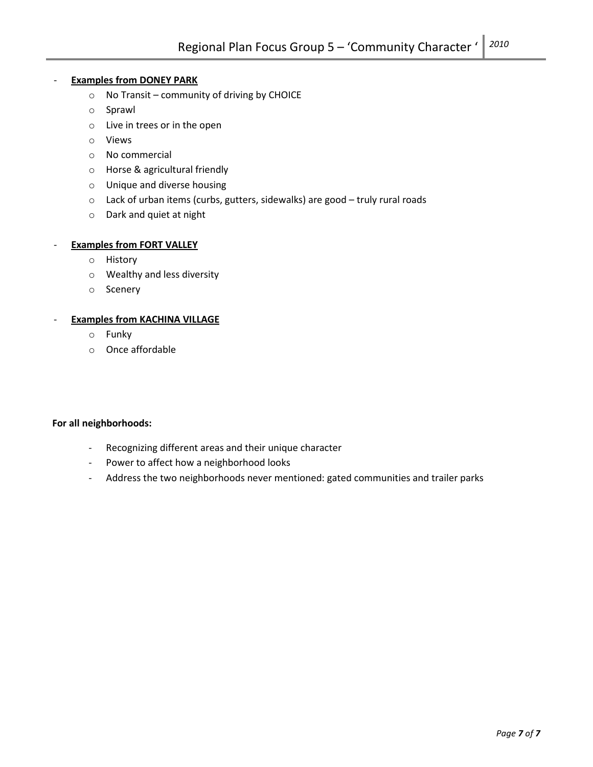- **<u>Examples from DONEY PARK</u>**
    - No Transit – community of driving by CHOICE
    - Sprawl
    - Live in trees or in the open
    - Views
    - No commercial
    - Horse & agricultural friendly
    - Unique and diverse housing
    - Lack of urban items (curbs, gutters, sidewalks) are good – truly rural roads
    - Dark and quiet at night

- **<u>Examples from FORT VALLEY</u>**
    - History
    - Wealthy and less diversity
    - Scenery

- **<u>Examples from KACHINA VILLAGE</u>**
    - Funky
    - Once affordable

**For all neighborhoods:**

- Recognizing different areas and their unique character
- Power to affect how a neighborhood looks
- Address the two neighborhoods never mentioned: gated communities and trailer parks